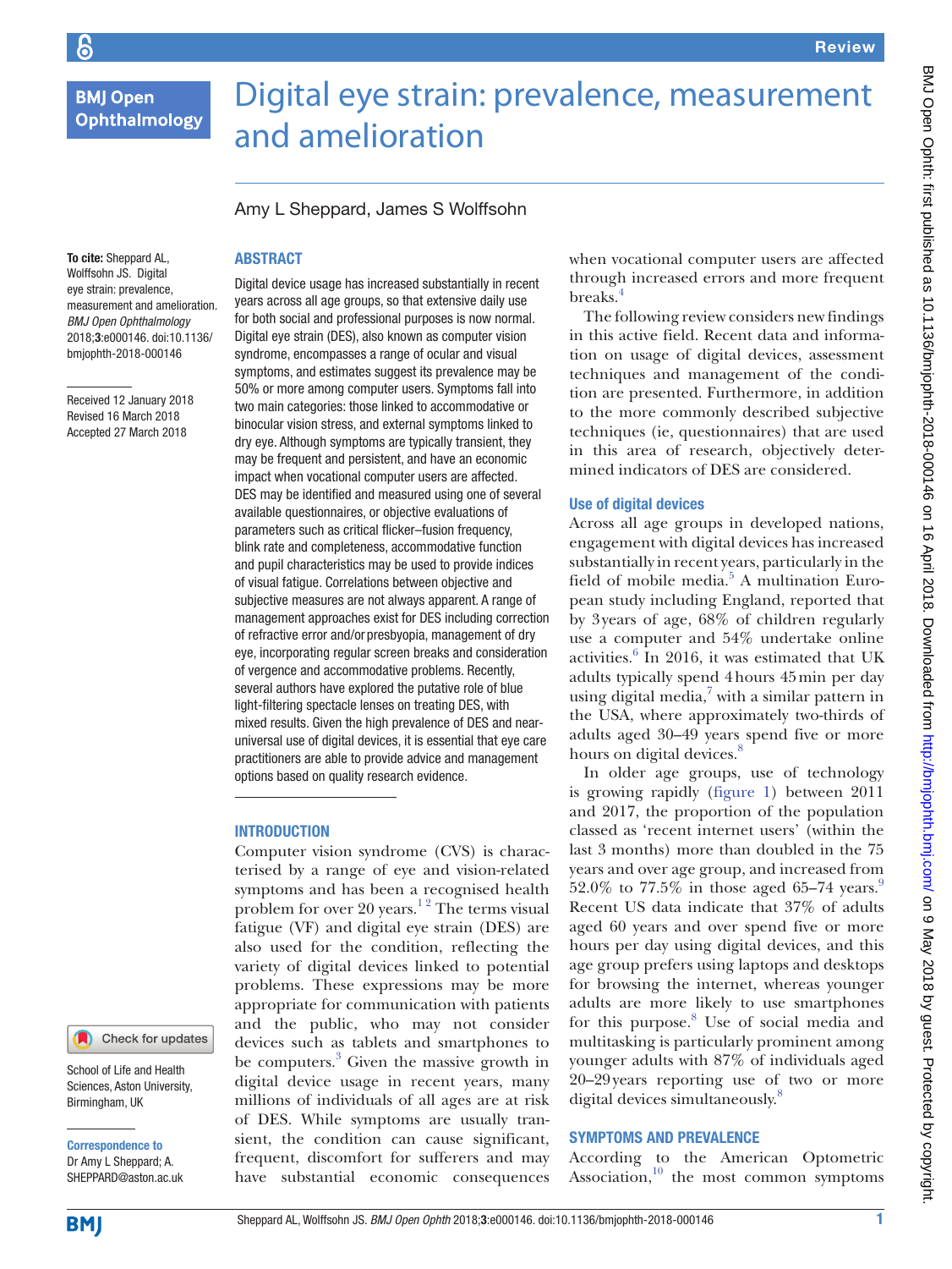# Digital eye strain: prevalence, measurement and amelioration

Amy L Sheppard, James S Wolffsohn

**To cite:** Sheppard AL, Wolffsohn JS. Digital eye strain: prevalence, measurement and amelioration. *BMJ Open Ophthalmology* 2018;**3**:e000146. doi:10.1136/bmjophth-2018-000146

Received 12 January 2018
Revised 16 March 2018
Accepted 27 March 2018

School of Life and Health Sciences, Aston University, Birmingham, UK

**Correspondence to**
Dr Amy L Sheppard; A.SHEPPARD@aston.ac.uk

## ABSTRACT

Digital device usage has increased substantially in recent years across all age groups, so that extensive daily use for both social and professional purposes is now normal. Digital eye strain (DES), also known as computer vision syndrome, encompasses a range of ocular and visual symptoms, and estimates suggest its prevalence may be 50% or more among computer users. Symptoms fall into two main categories: those linked to accommodative or binocular vision stress, and external symptoms linked to dry eye. Although symptoms are typically transient, they may be frequent and persistent, and have an economic impact when vocational computer users are affected. DES may be identified and measured using one of several available questionnaires, or objective evaluations of parameters such as critical flicker–fusion frequency, blink rate and completeness, accommodative function and pupil characteristics may be used to provide indices of visual fatigue. Correlations between objective and subjective measures are not always apparent. A range of management approaches exist for DES including correction of refractive error and/or presbyopia, management of dry eye, incorporating regular screen breaks and consideration of vergence and accommodative problems. Recently, several authors have explored the putative role of blue light-filtering spectacle lenses on treating DES, with mixed results. Given the high prevalence of DES and near-universal use of digital devices, it is essential that eye care practitioners are able to provide advice and management options based on quality research evidence.

## INTRODUCTION

Computer vision syndrome (CVS) is characterised by a range of eye and vision-related symptoms and has been a recognised health problem for over 20 years.[1,2] The terms visual fatigue (VF) and digital eye strain (DES) are also used for the condition, reflecting the variety of digital devices linked to potential problems. These expressions may be more appropriate for communication with patients and the public, who may not consider devices such as tablets and smartphones to be computers.[3] Given the massive growth in digital device usage in recent years, many millions of individuals of all ages are at risk of DES. While symptoms are usually transient, the condition can cause significant, frequent, discomfort for sufferers and may have substantial economic consequences when vocational computer users are affected through increased errors and more frequent breaks.[4]

The following review considers new findings in this active field. Recent data and information on usage of digital devices, assessment techniques and management of the condition are presented. Furthermore, in addition to the more commonly described subjective techniques (ie, questionnaires) that are used in this area of research, objectively determined indicators of DES are considered.

### Use of digital devices

Across all age groups in developed nations, engagement with digital devices has increased substantially in recent years, particularly in the field of mobile media.[5] A multination European study including England, reported that by 3 years of age, 68% of children regularly use a computer and 54% undertake online activities.[6] In 2016, it was estimated that UK adults typically spend 4 hours 45 min per day using digital media,[7] with a similar pattern in the USA, where approximately two-thirds of adults aged 30–49 years spend five or more hours on digital devices.[8]

In older age groups, use of technology is growing rapidly (figure 1) between 2011 and 2017, the proportion of the population classed as 'recent internet users' (within the last 3 months) more than doubled in the 75 years and over age group, and increased from 52.0% to 77.5% in those aged 65–74 years.[9] Recent US data indicate that 37% of adults aged 60 years and over spend five or more hours per day using digital devices, and this age group prefers using laptops and desktops for browsing the internet, whereas younger adults are more likely to use smartphones for this purpose.[8] Use of social media and multitasking is particularly prominent among younger adults with 87% of individuals aged 20–29 years reporting use of two or more digital devices simultaneously.[8]

## SYMPTOMS AND PREVALENCE

According to the American Optometric Association,[10] the most common symptoms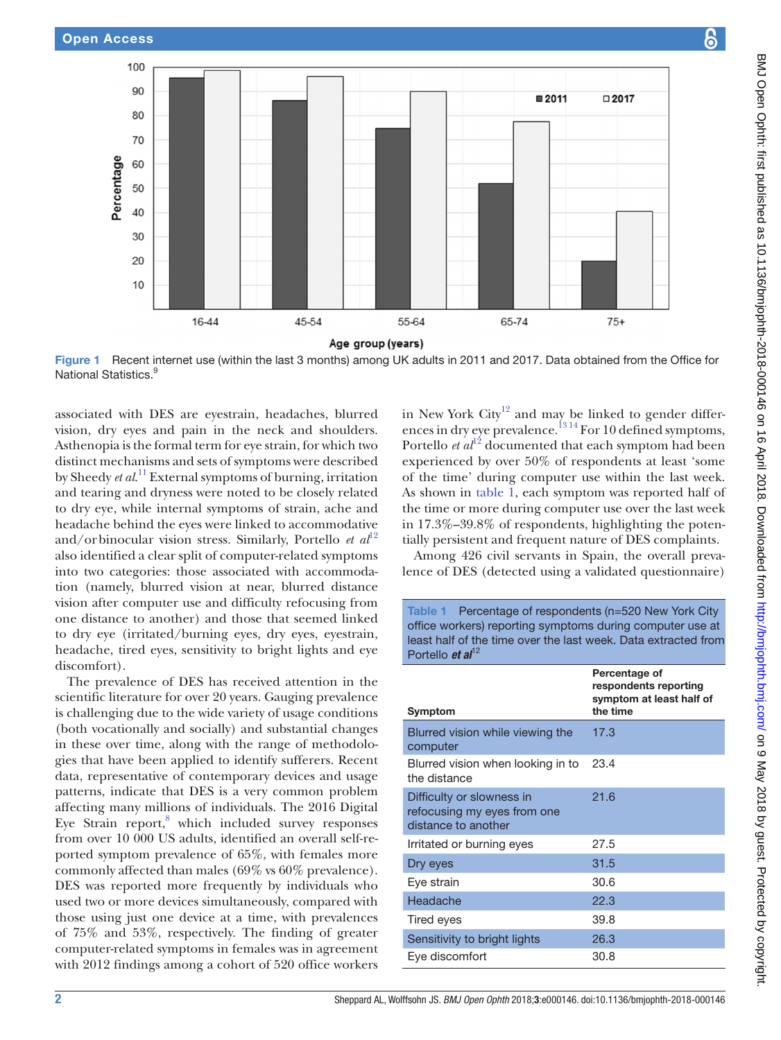Figure 1 Recent internet use (within the last 3 months) among UK adults in 2011 and 2017. Data obtained from the Office for National Statistics.[9]

associated with DES are eyestrain, headaches, blurred vision, dry eyes and pain in the neck and shoulders. Asthenopia is the formal term for eye strain, for which two distinct mechanisms and sets of symptoms were described by Sheedy *et al*.[11] External symptoms of burning, irritation and tearing and dryness were noted to be closely related to dry eye, while internal symptoms of strain, ache and headache behind the eyes were linked to accommodative and/or binocular vision stress. Similarly, Portello *et al*[12] also identified a clear split of computer-related symptoms into two categories: those associated with accommodation (namely, blurred vision at near, blurred distance vision after computer use and difficulty refocusing from one distance to another) and those that seemed linked to dry eye (irritated/burning eyes, dry eyes, eyestrain, headache, tired eyes, sensitivity to bright lights and eye discomfort).

The prevalence of DES has received attention in the scientific literature for over 20 years. Gauging prevalence is challenging due to the wide variety of usage conditions (both vocationally and socially) and substantial changes in these over time, along with the range of methodologies that have been applied to identify sufferers. Recent data, representative of contemporary devices and usage patterns, indicate that DES is a very common problem affecting many millions of individuals. The 2016 Digital Eye Strain report,[8] which included survey responses from over 10 000 US adults, identified an overall self-reported symptom prevalence of 65%, with females more commonly affected than males (69% vs 60% prevalence). DES was reported more frequently by individuals who used two or more devices simultaneously, compared with those using just one device at a time, with prevalences of 75% and 53%, respectively. The finding of greater computer-related symptoms in females was in agreement with 2012 findings among a cohort of 520 office workers in New York City[12] and may be linked to gender differences in dry eye prevalence.[13,14] For 10 defined symptoms, Portello *et al*[12] documented that each symptom had been experienced by over 50% of respondents at least 'some of the time' during computer use within the last week. As shown in table 1, each symptom was reported half of the time or more during computer use over the last week in 17.3%–39.8% of respondents, highlighting the potentially persistent and frequent nature of DES complaints.

Among 426 civil servants in Spain, the overall prevalence of DES (detected using a validated questionnaire)

Table 1 Percentage of respondents (n=520 New York City office workers) reporting symptoms during computer use at least half of the time over the last week. Data extracted from Portello *et al*[12]

| Symptom | Percentage of respondents reporting symptom at least half of the time |
|---|---|
| Blurred vision while viewing the computer | 17.3 |
| Blurred vision when looking in to the distance | 23.4 |
| Difficulty or slowness in refocusing my eyes from one distance to another | 21.6 |
| Irritated or burning eyes | 27.5 |
| Dry eyes | 31.5 |
| Eye strain | 30.6 |
| Headache | 22.3 |
| Tired eyes | 39.8 |
| Sensitivity to bright lights | 26.3 |
| Eye discomfort | 30.8 |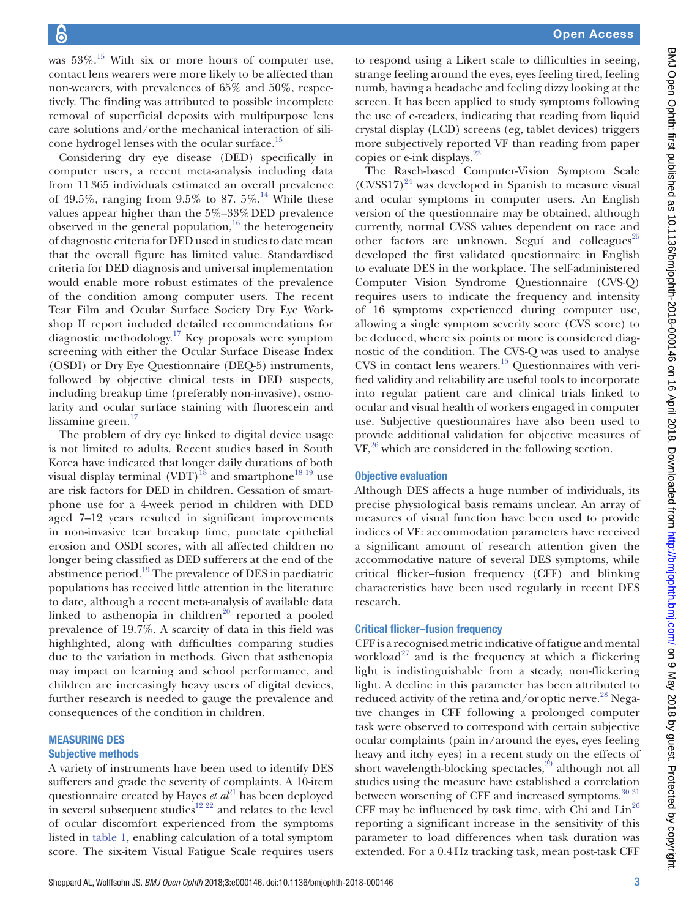was 53%.[15] With six or more hours of computer use, contact lens wearers were more likely to be affected than non-wearers, with prevalences of 65% and 50%, respectively. The finding was attributed to possible incomplete removal of superficial deposits with multipurpose lens care solutions and/or the mechanical interaction of silicone hydrogel lenses with the ocular surface.[15]

Considering dry eye disease (DED) specifically in computer users, a recent meta-analysis including data from 11 365 individuals estimated an overall prevalence of 49.5%, ranging from 9.5% to 87. 5%.[14] While these values appear higher than the 5%–33% DED prevalence observed in the general population,[16] the heterogeneity of diagnostic criteria for DED used in studies to date mean that the overall figure has limited value. Standardised criteria for DED diagnosis and universal implementation would enable more robust estimates of the prevalence of the condition among computer users. The recent Tear Film and Ocular Surface Society Dry Eye Workshop II report included detailed recommendations for diagnostic methodology.[17] Key proposals were symptom screening with either the Ocular Surface Disease Index (OSDI) or Dry Eye Questionnaire (DEQ-5) instruments, followed by objective clinical tests in DED suspects, including breakup time (preferably non-invasive), osmolarity and ocular surface staining with fluorescein and lissamine green.[17]

The problem of dry eye linked to digital device usage is not limited to adults. Recent studies based in South Korea have indicated that longer daily durations of both visual display terminal (VDT)[18] and smartphone[18 19] use are risk factors for DED in children. Cessation of smartphone use for a 4-week period in children with DED aged 7–12 years resulted in significant improvements in non-invasive tear breakup time, punctate epithelial erosion and OSDI scores, with all affected children no longer being classified as DED sufferers at the end of the abstinence period.[19] The prevalence of DES in paediatric populations has received little attention in the literature to date, although a recent meta-analysis of available data linked to asthenopia in children[20] reported a pooled prevalence of 19.7%. A scarcity of data in this field was highlighted, along with difficulties comparing studies due to the variation in methods. Given that asthenopia may impact on learning and school performance, and children are increasingly heavy users of digital devices, further research is needed to gauge the prevalence and consequences of the condition in children.

## MEASURING DES

### Subjective methods

A variety of instruments have been used to identify DES sufferers and grade the severity of complaints. A 10-item questionnaire created by Hayes *et al*[21] has been deployed in several subsequent studies[12 22] and relates to the level of ocular discomfort experienced from the symptoms listed in table 1, enabling calculation of a total symptom score. The six-item Visual Fatigue Scale requires users to respond using a Likert scale to difficulties in seeing, strange feeling around the eyes, eyes feeling tired, feeling numb, having a headache and feeling dizzy looking at the screen. It has been applied to study symptoms following the use of e-readers, indicating that reading from liquid crystal display (LCD) screens (eg, tablet devices) triggers more subjectively reported VF than reading from paper copies or e-ink displays.[23]

The Rasch-based Computer-Vision Symptom Scale (CVSS17)[24] was developed in Spanish to measure visual and ocular symptoms in computer users. An English version of the questionnaire may be obtained, although currently, normal CVSS values dependent on race and other factors are unknown. Seguí and colleagues[25] developed the first validated questionnaire in English to evaluate DES in the workplace. The self-administered Computer Vision Syndrome Questionnaire (CVS-Q) requires users to indicate the frequency and intensity of 16 symptoms experienced during computer use, allowing a single symptom severity score (CVS score) to be deduced, where six points or more is considered diagnostic of the condition. The CVS-Q was used to analyse CVS in contact lens wearers.[15] Questionnaires with verified validity and reliability are useful tools to incorporate into regular patient care and clinical trials linked to ocular and visual health of workers engaged in computer use. Subjective questionnaires have also been used to provide additional validation for objective measures of VF,[26] which are considered in the following section.

### Objective evaluation

Although DES affects a huge number of individuals, its precise physiological basis remains unclear. An array of measures of visual function have been used to provide indices of VF: accommodation parameters have received a significant amount of research attention given the accommodative nature of several DES symptoms, while critical flicker–fusion frequency (CFF) and blinking characteristics have been used regularly in recent DES research.

### Critical flicker–fusion frequency

CFF is a recognised metric indicative of fatigue and mental workload[27] and is the frequency at which a flickering light is indistinguishable from a steady, non-flickering light. A decline in this parameter has been attributed to reduced activity of the retina and/or optic nerve.[28] Negative changes in CFF following a prolonged computer task were observed to correspond with certain subjective ocular complaints (pain in/around the eyes, eyes feeling heavy and itchy eyes) in a recent study on the effects of short wavelength-blocking spectacles,[29] although not all studies using the measure have established a correlation between worsening of CFF and increased symptoms.[30 31] CFF may be influenced by task time, with Chi and Lin[26] reporting a significant increase in the sensitivity of this parameter to load differences when task duration was extended. For a 0.4 Hz tracking task, mean post-task CFF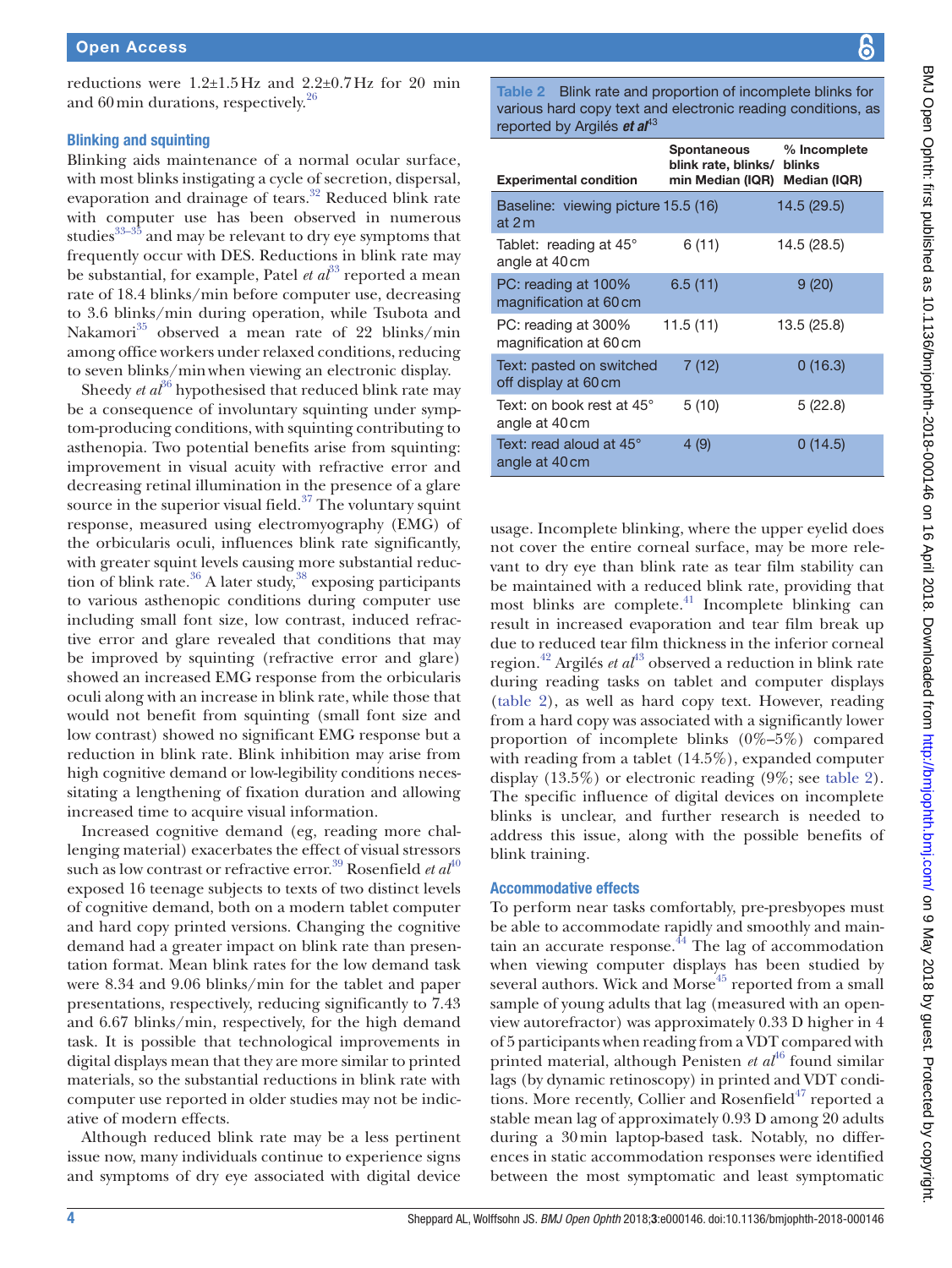reductions were 1.2±1.5 Hz and 2.2±0.7 Hz for 20 min and 60 min durations, respectively.[26]

### Blinking and squinting

Blinking aids maintenance of a normal ocular surface, with most blinks instigating a cycle of secretion, dispersal, evaporation and drainage of tears.[32] Reduced blink rate with computer use has been observed in numerous studies[33–35] and may be relevant to dry eye symptoms that frequently occur with DES. Reductions in blink rate may be substantial, for example, Patel *et al*[33] reported a mean rate of 18.4 blinks/min before computer use, decreasing to 3.6 blinks/min during operation, while Tsubota and Nakamori[35] observed a mean rate of 22 blinks/min among office workers under relaxed conditions, reducing to seven blinks/min when viewing an electronic display.

Sheedy *et al*[36] hypothesised that reduced blink rate may be a consequence of involuntary squinting under symptom-producing conditions, with squinting contributing to asthenopia. Two potential benefits arise from squinting: improvement in visual acuity with refractive error and decreasing retinal illumination in the presence of a glare source in the superior visual field.[37] The voluntary squint response, measured using electromyography (EMG) of the orbicularis oculi, influences blink rate significantly, with greater squint levels causing more substantial reduction of blink rate.[36] A later study,[38] exposing participants to various asthenopic conditions during computer use including small font size, low contrast, induced refractive error and glare revealed that conditions that may be improved by squinting (refractive error and glare) showed an increased EMG response from the orbicularis oculi along with an increase in blink rate, while those that would not benefit from squinting (small font size and low contrast) showed no significant EMG response but a reduction in blink rate. Blink inhibition may arise from high cognitive demand or low-legibility conditions necessitating a lengthening of fixation duration and allowing increased time to acquire visual information.

Increased cognitive demand (eg, reading more challenging material) exacerbates the effect of visual stressors such as low contrast or refractive error.[39] Rosenfield *et al*[40] exposed 16 teenage subjects to texts of two distinct levels of cognitive demand, both on a modern tablet computer and hard copy printed versions. Changing the cognitive demand had a greater impact on blink rate than presentation format. Mean blink rates for the low demand task were 8.34 and 9.06 blinks/min for the tablet and paper presentations, respectively, reducing significantly to 7.43 and 6.67 blinks/min, respectively, for the high demand task. It is possible that technological improvements in digital displays mean that they are more similar to printed materials, so the substantial reductions in blink rate with computer use reported in older studies may not be indicative of modern effects.

Although reduced blink rate may be a less pertinent issue now, many individuals continue to experience signs and symptoms of dry eye associated with digital device usage. Incomplete blinking, where the upper eyelid does not cover the entire corneal surface, may be more relevant to dry eye than blink rate as tear film stability can be maintained with a reduced blink rate, providing that most blinks are complete.[41] Incomplete blinking can result in increased evaporation and tear film break up due to reduced tear film thickness in the inferior corneal region.[42] Argilés *et al*[43] observed a reduction in blink rate during reading tasks on tablet and computer displays (table 2), as well as hard copy text. However, reading from a hard copy was associated with a significantly lower proportion of incomplete blinks (0%–5%) compared with reading from a tablet (14.5%), expanded computer display (13.5%) or electronic reading (9%; see table 2). The specific influence of digital devices on incomplete blinks is unclear, and further research is needed to address this issue, along with the possible benefits of blink training.

**Table 2** Blink rate and proportion of incomplete blinks for various hard copy text and electronic reading conditions, as reported by Argilés ***et al***[43]

| Experimental condition | Spontaneous blink rate, blinks/min Median (IQR) | % Incomplete blinks Median (IQR) |
|---|---|---|
| Baseline: viewing picture at 2 m | 15.5 (16) | 14.5 (29.5) |
| Tablet: reading at 45° angle at 40 cm | 6 (11) | 14.5 (28.5) |
| PC: reading at 100% magnification at 60 cm | 6.5 (11) | 9 (20) |
| PC: reading at 300% magnification at 60 cm | 11.5 (11) | 13.5 (25.8) |
| Text: pasted on switched off display at 60 cm | 7 (12) | 0 (16.3) |
| Text: on book rest at 45° angle at 40 cm | 5 (10) | 5 (22.8) |
| Text: read aloud at 45° angle at 40 cm | 4 (9) | 0 (14.5) |

### Accommodative effects

To perform near tasks comfortably, pre-presbyopes must be able to accommodate rapidly and smoothly and maintain an accurate response.[44] The lag of accommodation when viewing computer displays has been studied by several authors. Wick and Morse[45] reported from a small sample of young adults that lag (measured with an open-view autorefractor) was approximately 0.33 D higher in 4 of 5 participants when reading from a VDT compared with printed material, although Penisten *et al*[46] found similar lags (by dynamic retinoscopy) in printed and VDT conditions. More recently, Collier and Rosenfield[47] reported a stable mean lag of approximately 0.93 D among 20 adults during a 30 min laptop-based task. Notably, no differences in static accommodation responses were identified between the most symptomatic and least symptomatic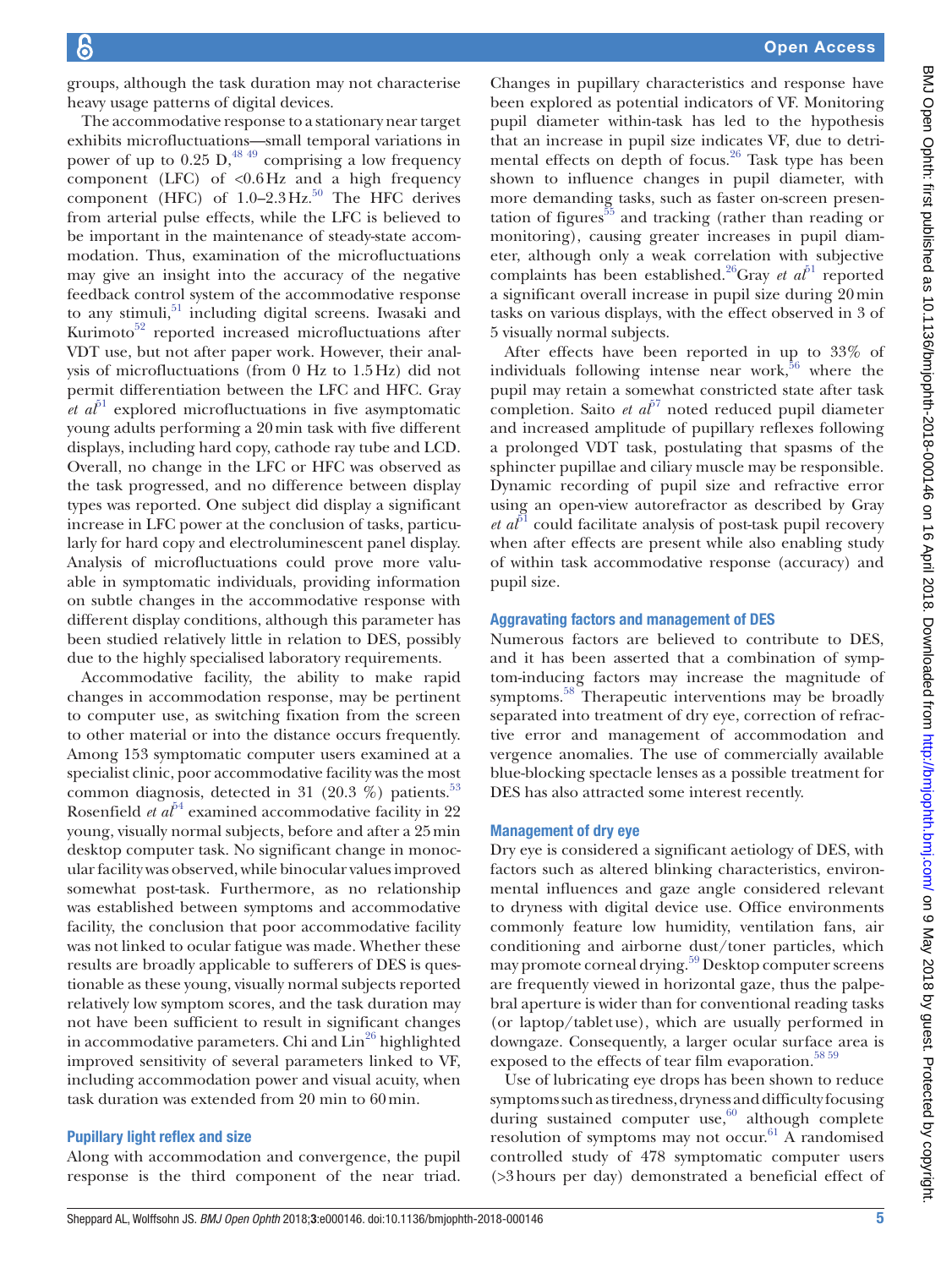groups, although the task duration may not characterise heavy usage patterns of digital devices.

The accommodative response to a stationary near target exhibits microfluctuations—small temporal variations in power of up to 0.25 D,[48 49] comprising a low frequency component (LFC) of <0.6 Hz and a high frequency component (HFC) of 1.0–2.3 Hz.[50] The HFC derives from arterial pulse effects, while the LFC is believed to be important in the maintenance of steady-state accommodation. Thus, examination of the microfluctuations may give an insight into the accuracy of the negative feedback control system of the accommodative response to any stimuli,[51] including digital screens. Iwasaki and Kurimoto[52] reported increased microfluctuations after VDT use, but not after paper work. However, their analysis of microfluctuations (from 0 Hz to 1.5 Hz) did not permit differentiation between the LFC and HFC. Gray *et al*[51] explored microfluctuations in five asymptomatic young adults performing a 20 min task with five different displays, including hard copy, cathode ray tube and LCD. Overall, no change in the LFC or HFC was observed as the task progressed, and no difference between display types was reported. One subject did display a significant increase in LFC power at the conclusion of tasks, particularly for hard copy and electroluminescent panel display. Analysis of microfluctuations could prove more valuable in symptomatic individuals, providing information on subtle changes in the accommodative response with different display conditions, although this parameter has been studied relatively little in relation to DES, possibly due to the highly specialised laboratory requirements.

Accommodative facility, the ability to make rapid changes in accommodation response, may be pertinent to computer use, as switching fixation from the screen to other material or into the distance occurs frequently. Among 153 symptomatic computer users examined at a specialist clinic, poor accommodative facility was the most common diagnosis, detected in 31 (20.3 %) patients.[53] Rosenfield *et al*[54] examined accommodative facility in 22 young, visually normal subjects, before and after a 25 min desktop computer task. No significant change in monocular facility was observed, while binocular values improved somewhat post-task. Furthermore, as no relationship was established between symptoms and accommodative facility, the conclusion that poor accommodative facility was not linked to ocular fatigue was made. Whether these results are broadly applicable to sufferers of DES is questionable as these young, visually normal subjects reported relatively low symptom scores, and the task duration may not have been sufficient to result in significant changes in accommodative parameters. Chi and Lin[26] highlighted improved sensitivity of several parameters linked to VF, including accommodation power and visual acuity, when task duration was extended from 20 min to 60 min.

### Pupillary light reflex and size

Along with accommodation and convergence, the pupil response is the third component of the near triad. Changes in pupillary characteristics and response have been explored as potential indicators of VF. Monitoring pupil diameter within-task has led to the hypothesis that an increase in pupil size indicates VF, due to detrimental effects on depth of focus.[26] Task type has been shown to influence changes in pupil diameter, with more demanding tasks, such as faster on-screen presentation of figures[55] and tracking (rather than reading or monitoring), causing greater increases in pupil diameter, although only a weak correlation with subjective complaints has been established.[26] Gray *et al*[51] reported a significant overall increase in pupil size during 20 min tasks on various displays, with the effect observed in 3 of 5 visually normal subjects.

After effects have been reported in up to 33% of individuals following intense near work,[56] where the pupil may retain a somewhat constricted state after task completion. Saito *et al*[57] noted reduced pupil diameter and increased amplitude of pupillary reflexes following a prolonged VDT task, postulating that spasms of the sphincter pupillae and ciliary muscle may be responsible. Dynamic recording of pupil size and refractive error using an open-view autorefractor as described by Gray *et al*[51] could facilitate analysis of post-task pupil recovery when after effects are present while also enabling study of within task accommodative response (accuracy) and pupil size.

## Aggravating factors and management of DES

Numerous factors are believed to contribute to DES, and it has been asserted that a combination of symptom-inducing factors may increase the magnitude of symptoms.[58] Therapeutic interventions may be broadly separated into treatment of dry eye, correction of refractive error and management of accommodation and vergence anomalies. The use of commercially available blue-blocking spectacle lenses as a possible treatment for DES has also attracted some interest recently.

### Management of dry eye

Dry eye is considered a significant aetiology of DES, with factors such as altered blinking characteristics, environmental influences and gaze angle considered relevant to dryness with digital device use. Office environments commonly feature low humidity, ventilation fans, air conditioning and airborne dust/toner particles, which may promote corneal drying.[59] Desktop computer screens are frequently viewed in horizontal gaze, thus the palpebral aperture is wider than for conventional reading tasks (or laptop/tablet use), which are usually performed in downgaze. Consequently, a larger ocular surface area is exposed to the effects of tear film evaporation.[58 59]

Use of lubricating eye drops has been shown to reduce symptoms such as tiredness, dryness and difficulty focusing during sustained computer use,[60] although complete resolution of symptoms may not occur.[61] A randomised controlled study of 478 symptomatic computer users (>3 hours per day) demonstrated a beneficial effect of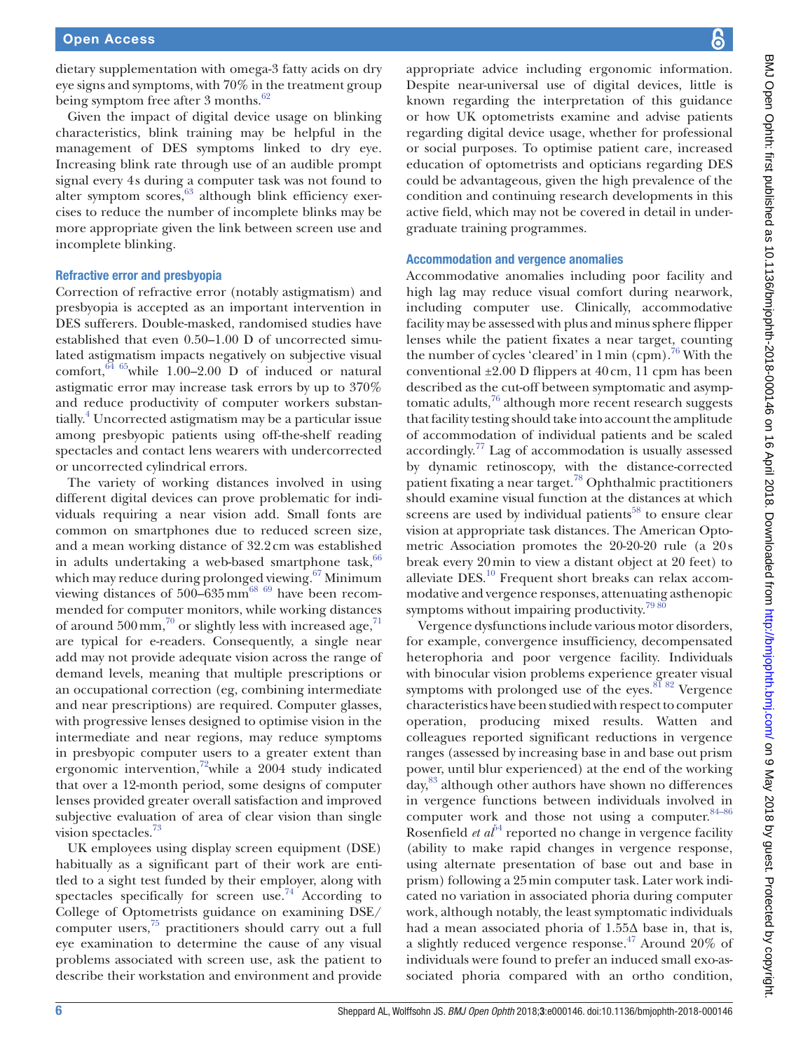dietary supplementation with omega-3 fatty acids on dry eye signs and symptoms, with 70% in the treatment group being symptom free after 3 months.[62]

Given the impact of digital device usage on blinking characteristics, blink training may be helpful in the management of DES symptoms linked to dry eye. Increasing blink rate through use of an audible prompt signal every 4s during a computer task was not found to alter symptom scores,[63] although blink efficiency exercises to reduce the number of incomplete blinks may be more appropriate given the link between screen use and incomplete blinking.

### Refractive error and presbyopia

Correction of refractive error (notably astigmatism) and presbyopia is accepted as an important intervention in DES sufferers. Double-masked, randomised studies have established that even 0.50–1.00 D of uncorrected simulated astigmatism impacts negatively on subjective visual comfort,[64 65] while 1.00–2.00 D of induced or natural astigmatic error may increase task errors by up to 370% and reduce productivity of computer workers substantially.[4] Uncorrected astigmatism may be a particular issue among presbyopic patients using off-the-shelf reading spectacles and contact lens wearers with undercorrected or uncorrected cylindrical errors.

The variety of working distances involved in using different digital devices can prove problematic for individuals requiring a near vision add. Small fonts are common on smartphones due to reduced screen size, and a mean working distance of 32.2 cm was established in adults undertaking a web-based smartphone task,[66] which may reduce during prolonged viewing.[67] Minimum viewing distances of 500–635 mm[68 69] have been recommended for computer monitors, while working distances of around 500 mm,[70] or slightly less with increased age,[71] are typical for e-readers. Consequently, a single near add may not provide adequate vision across the range of demand levels, meaning that multiple prescriptions or an occupational correction (eg, combining intermediate and near prescriptions) are required. Computer glasses, with progressive lenses designed to optimise vision in the intermediate and near regions, may reduce symptoms in presbyopic computer users to a greater extent than ergonomic intervention,[72] while a 2004 study indicated that over a 12-month period, some designs of computer lenses provided greater overall satisfaction and improved subjective evaluation of area of clear vision than single vision spectacles.[73]

UK employees using display screen equipment (DSE) habitually as a significant part of their work are entitled to a sight test funded by their employer, along with spectacles specifically for screen use.[74] According to College of Optometrists guidance on examining DSE/computer users,[75] practitioners should carry out a full eye examination to determine the cause of any visual problems associated with screen use, ask the patient to describe their workstation and environment and provide appropriate advice including ergonomic information. Despite near-universal use of digital devices, little is known regarding the interpretation of this guidance or how UK optometrists examine and advise patients regarding digital device usage, whether for professional or social purposes. To optimise patient care, increased education of optometrists and opticians regarding DES could be advantageous, given the high prevalence of the condition and continuing research developments in this active field, which may not be covered in detail in undergraduate training programmes.

### Accommodation and vergence anomalies

Accommodative anomalies including poor facility and high lag may reduce visual comfort during nearwork, including computer use. Clinically, accommodative facility may be assessed with plus and minus sphere flipper lenses while the patient fixates a near target, counting the number of cycles 'cleared' in 1 min (cpm).[76] With the conventional ±2.00 D flippers at 40 cm, 11 cpm has been described as the cut-off between symptomatic and asymptomatic adults,[76] although more recent research suggests that facility testing should take into account the amplitude of accommodation of individual patients and be scaled accordingly.[77] Lag of accommodation is usually assessed by dynamic retinoscopy, with the distance-corrected patient fixating a near target.[78] Ophthalmic practitioners should examine visual function at the distances at which screens are used by individual patients[58] to ensure clear vision at appropriate task distances. The American Optometric Association promotes the 20-20-20 rule (a 20 s break every 20 min to view a distant object at 20 feet) to alleviate DES.[10] Frequent short breaks can relax accommodative and vergence responses, attenuating asthenopic symptoms without impairing productivity.[79 80]

Vergence dysfunctions include various motor disorders, for example, convergence insufficiency, decompensated heterophoria and poor vergence facility. Individuals with binocular vision problems experience greater visual symptoms with prolonged use of the eyes.[81 82] Vergence characteristics have been studied with respect to computer operation, producing mixed results. Watten and colleagues reported significant reductions in vergence ranges (assessed by increasing base in and base out prism power, until blur experienced) at the end of the working day,[83] although other authors have shown no differences in vergence functions between individuals involved in computer work and those not using a computer.[84–86] Rosenfield *et al*[54] reported no change in vergence facility (ability to make rapid changes in vergence response, using alternate presentation of base out and base in prism) following a 25 min computer task. Later work indicated no variation in associated phoria during computer work, although notably, the least symptomatic individuals had a mean associated phoria of 1.55Δ base in, that is, a slightly reduced vergence response.[47] Around 20% of individuals were found to prefer an induced small exo-associated phoria compared with an ortho condition,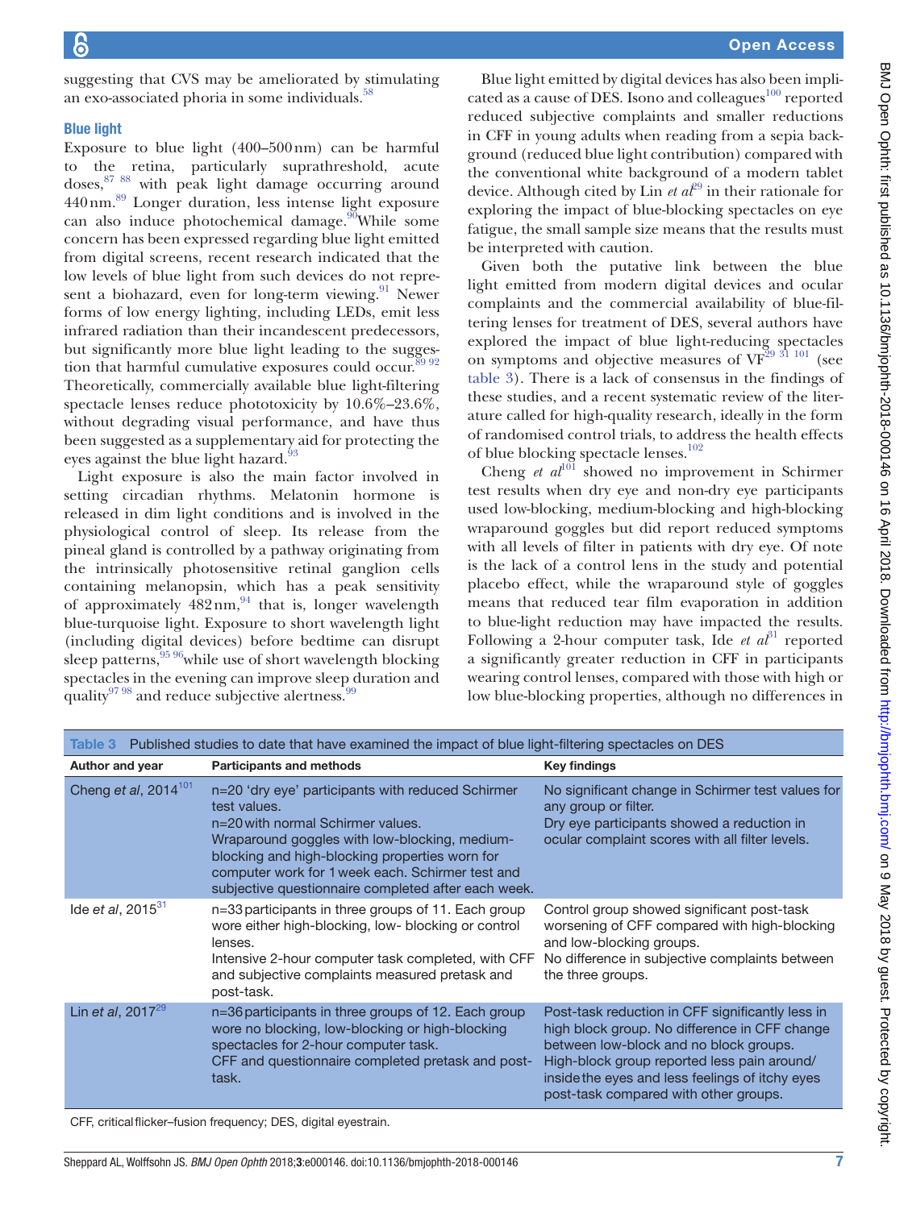suggesting that CVS may be ameliorated by stimulating an exo-associated phoria in some individuals.[58]

### Blue light

Exposure to blue light (400–500 nm) can be harmful to the retina, particularly suprathreshold, acute doses,[87 88] with peak light damage occurring around 440 nm.[89] Longer duration, less intense light exposure can also induce photochemical damage.[90] While some concern has been expressed regarding blue light emitted from digital screens, recent research indicated that the low levels of blue light from such devices do not represent a biohazard, even for long-term viewing.[91] Newer forms of low energy lighting, including LEDs, emit less infrared radiation than their incandescent predecessors, but significantly more blue light leading to the suggestion that harmful cumulative exposures could occur.[89 92] Theoretically, commercially available blue light-filtering spectacle lenses reduce phototoxicity by 10.6%–23.6%, without degrading visual performance, and have thus been suggested as a supplementary aid for protecting the eyes against the blue light hazard.[93]

Light exposure is also the main factor involved in setting circadian rhythms. Melatonin hormone is released in dim light conditions and is involved in the physiological control of sleep. Its release from the pineal gland is controlled by a pathway originating from the intrinsically photosensitive retinal ganglion cells containing melanopsin, which has a peak sensitivity of approximately 482 nm,[94] that is, longer wavelength blue-turquoise light. Exposure to short wavelength light (including digital devices) before bedtime can disrupt sleep patterns,[95 96] while use of short wavelength blocking spectacles in the evening can improve sleep duration and quality[97 98] and reduce subjective alertness.[99]

Blue light emitted by digital devices has also been implicated as a cause of DES. Isono and colleagues[100] reported reduced subjective complaints and smaller reductions in CFF in young adults when reading from a sepia background (reduced blue light contribution) compared with the conventional white background of a modern tablet device. Although cited by Lin *et al*[29] in their rationale for exploring the impact of blue-blocking spectacles on eye fatigue, the small sample size means that the results must be interpreted with caution.

Given both the putative link between the blue light emitted from modern digital devices and ocular complaints and the commercial availability of blue-filtering lenses for treatment of DES, several authors have explored the impact of blue light-reducing spectacles on symptoms and objective measures of VF[29 31 101] (see table 3). There is a lack of consensus in the findings of these studies, and a recent systematic review of the literature called for high-quality research, ideally in the form of randomised control trials, to address the health effects of blue blocking spectacle lenses.[102]

Cheng *et al*[101] showed no improvement in Schirmer test results when dry eye and non-dry eye participants used low-blocking, medium-blocking and high-blocking wraparound goggles but did report reduced symptoms with all levels of filter in patients with dry eye. Of note is the lack of a control lens in the study and potential placebo effect, while the wraparound style of goggles means that reduced tear film evaporation in addition to blue-light reduction may have impacted the results. Following a 2-hour computer task, Ide *et al*[31] reported a significantly greater reduction in CFF in participants wearing control lenses, compared with those with high or low blue-blocking properties, although no differences in

**Table 3** Published studies to date that have examined the impact of blue light-filtering spectacles on DES

| Author and year | Participants and methods | Key findings |
|---|---|---|
| Cheng *et al*, 2014[101] | n=20 'dry eye' participants with reduced Schirmer test values.<br>n=20 with normal Schirmer values.<br>Wraparound goggles with low-blocking, medium-blocking and high-blocking properties worn for computer work for 1 week each. Schirmer test and subjective questionnaire completed after each week. | No significant change in Schirmer test values for any group or filter.<br>Dry eye participants showed a reduction in ocular complaint scores with all filter levels. |
| Ide *et al*, 2015[31] | n=33 participants in three groups of 11. Each group wore either high-blocking, low- blocking or control lenses.<br>Intensive 2-hour computer task completed, with CFF and subjective complaints measured pretask and post-task. | Control group showed significant post-task worsening of CFF compared with high-blocking and low-blocking groups.<br>No difference in subjective complaints between the three groups. |
| Lin *et al*, 2017[29] | n=36 participants in three groups of 12. Each group wore no blocking, low-blocking or high-blocking spectacles for 2-hour computer task.<br>CFF and questionnaire completed pretask and post-task. | Post-task reduction in CFF significantly less in high block group. No difference in CFF change between low-block and no block groups.<br>High-block group reported less pain around/inside the eyes and less feelings of itchy eyes post-task compared with other groups. |

CFF, critical flicker–fusion frequency; DES, digital eyestrain.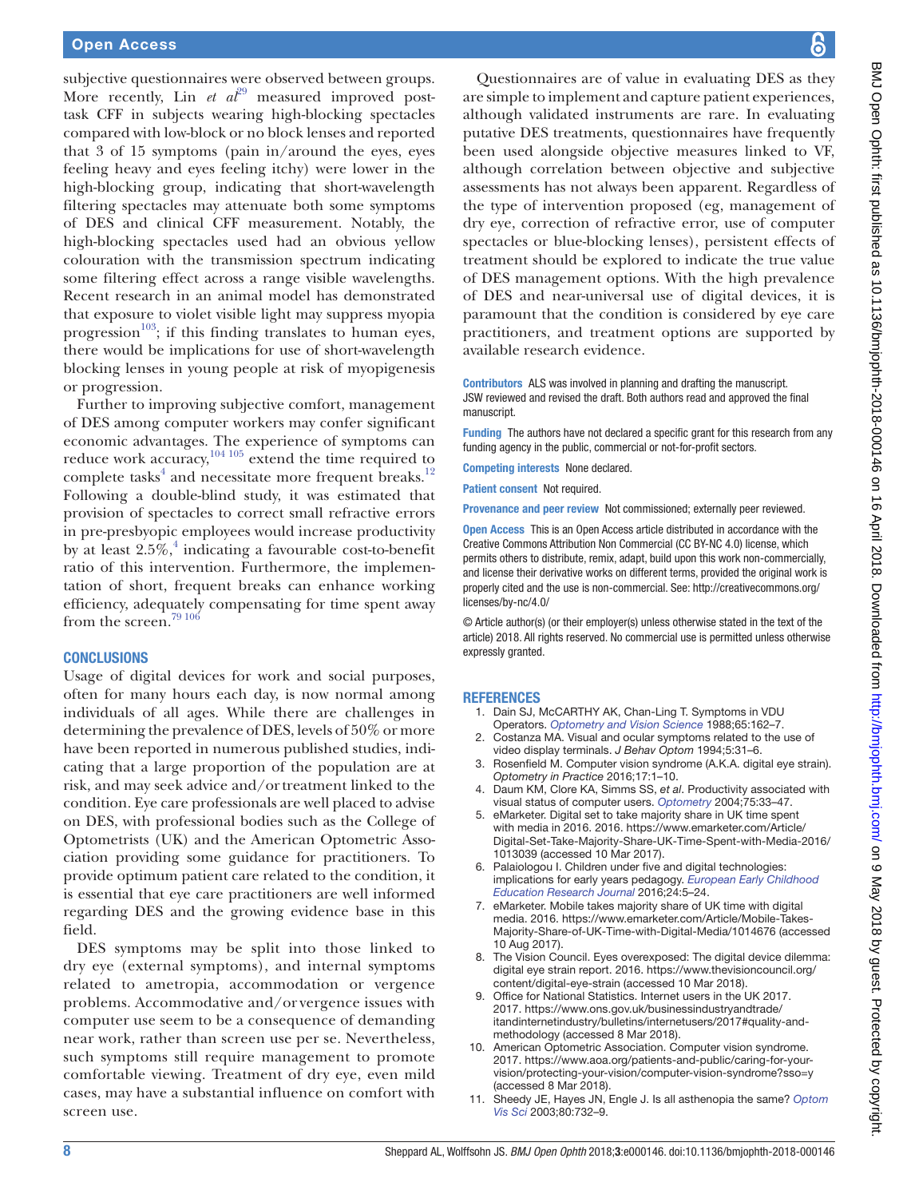subjective questionnaires were observed between groups. More recently, Lin *et al*[29] measured improved post-task CFF in subjects wearing high-blocking spectacles compared with low-block or no block lenses and reported that 3 of 15 symptoms (pain in/around the eyes, eyes feeling heavy and eyes feeling itchy) were lower in the high-blocking group, indicating that short-wavelength filtering spectacles may attenuate both some symptoms of DES and clinical CFF measurement. Notably, the high-blocking spectacles used had an obvious yellow colouration with the transmission spectrum indicating some filtering effect across a range visible wavelengths. Recent research in an animal model has demonstrated that exposure to violet visible light may suppress myopia progression[103]; if this finding translates to human eyes, there would be implications for use of short-wavelength blocking lenses in young people at risk of myopigenesis or progression.

Further to improving subjective comfort, management of DES among computer workers may confer significant economic advantages. The experience of symptoms can reduce work accuracy,[104 105] extend the time required to complete tasks[4] and necessitate more frequent breaks.[12] Following a double-blind study, it was estimated that provision of spectacles to correct small refractive errors in pre-presbyopic employees would increase productivity by at least 2.5%,[4] indicating a favourable cost-to-benefit ratio of this intervention. Furthermore, the implementation of short, frequent breaks can enhance working efficiency, adequately compensating for time spent away from the screen.[79 106]

## CONCLUSIONS

Usage of digital devices for work and social purposes, often for many hours each day, is now normal among individuals of all ages. While there are challenges in determining the prevalence of DES, levels of 50% or more have been reported in numerous published studies, indicating that a large proportion of the population are at risk, and may seek advice and/or treatment linked to the condition. Eye care professionals are well placed to advise on DES, with professional bodies such as the College of Optometrists (UK) and the American Optometric Association providing some guidance for practitioners. To provide optimum patient care related to the condition, it is essential that eye care practitioners are well informed regarding DES and the growing evidence base in this field.

DES symptoms may be split into those linked to dry eye (external symptoms), and internal symptoms related to ametropia, accommodation or vergence problems. Accommodative and/or vergence issues with computer use seem to be a consequence of demanding near work, rather than screen use per se. Nevertheless, such symptoms still require management to promote comfortable viewing. Treatment of dry eye, even mild cases, may have a substantial influence on comfort with screen use.

Questionnaires are of value in evaluating DES as they are simple to implement and capture patient experiences, although validated instruments are rare. In evaluating putative DES treatments, questionnaires have frequently been used alongside objective measures linked to VF, although correlation between objective and subjective assessments has not always been apparent. Regardless of the type of intervention proposed (eg, management of dry eye, correction of refractive error, use of computer spectacles or blue-blocking lenses), persistent effects of treatment should be explored to indicate the true value of DES management options. With the high prevalence of DES and near-universal use of digital devices, it is paramount that the condition is considered by eye care practitioners, and treatment options are supported by available research evidence.

**Contributors** ALS was involved in planning and drafting the manuscript. JSW reviewed and revised the draft. Both authors read and approved the final manuscript.

**Funding** The authors have not declared a specific grant for this research from any funding agency in the public, commercial or not-for-profit sectors.

**Competing interests** None declared.

**Patient consent** Not required.

**Provenance and peer review** Not commissioned; externally peer reviewed.

**Open Access** This is an Open Access article distributed in accordance with the Creative Commons Attribution Non Commercial (CC BY-NC 4.0) license, which permits others to distribute, remix, adapt, build upon this work non-commercially, and license their derivative works on different terms, provided the original work is properly cited and the use is non-commercial. See: http://creativecommons.org/licenses/by-nc/4.0/

© Article author(s) (or their employer(s) unless otherwise stated in the text of the article) 2018. All rights reserved. No commercial use is permitted unless otherwise expressly granted.

## REFERENCES

1. Dain SJ, McCARTHY AK, Chan-Ling T. Symptoms in VDU Operators. *Optometry and Vision Science* 1988;65:162–7.
2. Costanza MA. Visual and ocular symptoms related to the use of video display terminals. *J Behav Optom* 1994;5:31–6.
3. Rosenfield M. Computer vision syndrome (A.K.A. digital eye strain). *Optometry in Practice* 2016;17:1–10.
4. Daum KM, Clore KA, Simms SS, *et al*. Productivity associated with visual status of computer users. *Optometry* 2004;75:33–47.
5. eMarketer. Digital set to take majority share in UK time spent with media in 2016. 2016. https://www.emarketer.com/Article/Digital-Set-Take-Majority-Share-UK-Time-Spent-with-Media-2016/1013039 (accessed 10 Mar 2017).
6. Palaiologou I. Children under five and digital technologies: implications for early years pedagogy. *European Early Childhood Education Research Journal* 2016;24:5–24.
7. eMarketer. Mobile takes majority share of UK time with digital media. 2016. https://www.emarketer.com/Article/Mobile-Takes-Majority-Share-of-UK-Time-with-Digital-Media/1014676 (accessed 10 Aug 2017).
8. The Vision Council. Eyes overexposed: The digital device dilemma: digital eye strain report. 2016. https://www.thevisioncouncil.org/content/digital-eye-strain (accessed 10 Mar 2018).
9. Office for National Statistics. Internet users in the UK 2017. 2017. https://www.ons.gov.uk/businessindustryandtrade/itandinternetindustry/bulletins/internetusers/2017#quality-and-methodology (accessed 8 Mar 2018).
10. American Optometric Association. Computer vision syndrome. 2017. https://www.aoa.org/patients-and-public/caring-for-your-vision/protecting-your-vision/computer-vision-syndrome?sso=y (accessed 8 Mar 2018).
11. Sheedy JE, Hayes JN, Engle J. Is all asthenopia the same? *Optom Vis Sci* 2003;80:732–9.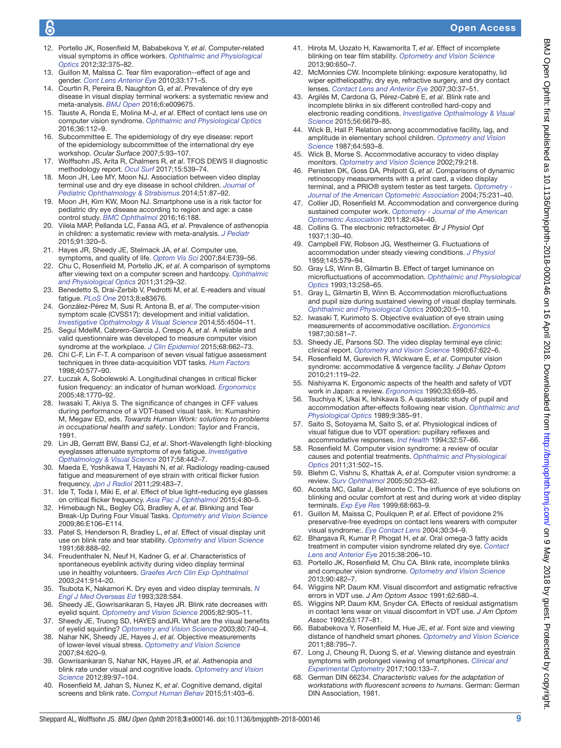12. Portello JK, Rosenfield M, Bababekova Y, *et al*. Computer-related visual symptoms in office workers. *Ophthalmic and Physiological Optics* 2012;32:375–82.
13. Guillon M, Maïssa C. Tear film evaporation--effect of age and gender. *Cont Lens Anterior Eye* 2010;33:171–5.
14. Courtin R, Pereira B, Naughton G, *et al*. Prevalence of dry eye disease in visual display terminal workers: a systematic review and meta-analysis. *BMJ Open* 2016;6:e009675.
15. Tauste A, Ronda E, Molina M-J, *et al*. Effect of contact lens use on computer vision syndrome. *Ophthalmic and Physiological Optics* 2016;36:112–9.
16. Subcommittee E. The epidemiology of dry eye disease: report of the epidemiology subcommittee of the international dry eye workshop. *Ocular Surface* 2007;5:93–107.
17. Wolffsohn JS, Arita R, Chalmers R, *et al*. TFOS DEWS II diagnostic methodology report. *Ocul Surf* 2017;15:539–74.
18. Moon JH, Lee MY, Moon NJ. Association between video display terminal use and dry eye disease in school children. *Journal of Pediatric Ophthalmology & Strabismus* 2014;51:87–92.
19. Moon JH, Kim KW, Moon NJ. Smartphone use is a risk factor for pediatric dry eye disease according to region and age: a case control study. *BMC Ophthalmol* 2016;16:188.
20. Vilela MAP, Pellanda LC, Fassa AG, *et al*. Prevalence of asthenopia in children: a systematic review with meta-analysis. *J Pediatr* 2015;91:320–5.
21. Hayes JR, Sheedy JE, Stelmack JA, *et al*. Computer use, symptoms, and quality of life. *Optom Vis Sci* 2007;84:E739–56.
22. Chu C, Rosenfield M, Portello JK, *et al*. A comparison of symptoms after viewing text on a computer screen and hardcopy. *Ophthalmic and Physiological Optics* 2011;31:29–32.
23. Benedetto S, Drai-Zerbib V, Pedrotti M, *et al*. E-readers and visual fatigue. *PLoS One* 2013;8:e83676.
24. González-Pérez M, Susi R, Antona B, *et al*. The computer-vision symptom scale (CVSS17): development and initial validation. *Investigative Opthalmology & Visual Science* 2014;55:4504–11.
25. Seguí MdelM, Cabrero-García J, Crespo A, *et al*. A reliable and valid questionnaire was developed to measure computer vision syndrome at the workplace. *J Clin Epidemiol* 2015;68:662–73.
26. Chi C-F, Lin F-T. A comparison of seven visual fatigue assessment techniques in three data-acquisition VDT tasks. *Hum Factors* 1998;40:577–90.
27. Łuczak A, Sobolewski A. Longitudinal changes in critical flicker fusion frequency: an indicator of human workload. *Ergonomics* 2005;48:1770–92.
28. Iwasaki T, Akiya S. The significance of changes in CFF values during performance of a VDT-based visual task. In: Kumashiro M, Megaw ED, eds. *Towards Human Work: solutions to problems in occupational health and safety*. London: Taylor and Francis, 1991.
29. Lin JB, Gerratt BW, Bassi CJ, *et al*. Short-Wavelength light-blocking eyeglasses attenuate symptoms of eye fatigue. *Investigative Opthalmology & Visual Science* 2017;58:442–7.
30. Maeda E, Yoshikawa T, Hayashi N, *et al*. Radiology reading-caused fatigue and measurement of eye strain with critical flicker fusion frequency. *Jpn J Radiol* 2011;29:483–7.
31. Ide T, Toda I, Miki E, *et al*. Effect of blue light–reducing eye glasses on critical flicker frequency. *Asia Pac J Ophthalmol* 2015;4:80–5.
32. Himebaugh NL, Begley CG, Bradley A, *et al*. Blinking and Tear Break-Up During Four Visual Tasks. *Optometry and Vision Science* 2009;86:E106–E114.
33. Patel S, Henderson R, Bradley L, *et al*. Effect of visual display unit use on blink rate and tear stability. *Optometry and Vision Science* 1991;68:888–92.
34. Freudenthaler N, Neuf H, Kadner G, *et al*. Characteristics of spontaneous eyeblink activity during video display terminal use in healthy volunteers. *Graefes Arch Clin Exp Ophthalmol* 2003;241:914–20.
35. Tsubota K, Nakamori K. Dry eyes and video display terminals. *N Engl J Med Overseas Ed* 1993;328:584.
36. Sheedy JE, Gowrisankaran S, Hayes JR. Blink rate decreases with eyelid squint. *Optometry and Vision Science* 2005;82:905–11.
37. Sheedy JE, Truong SD, HAYES andJR. What are the visual benefits of eyelid squinting? *Optometry and Vision Science* 2003;80:740–4.
38. Nahar NK, Sheedy JE, Hayes J, *et al*. Objective measurements of lower-level visual stress. *Optometry and Vision Science* 2007;84:620–9.
39. Gowrisankaran S, Nahar NK, Hayes JR, *et al*. Asthenopia and blink rate under visual and cognitive loads. *Optometry and Vision Science* 2012;89:97–104.
40. Rosenfield M, Jahan S, Nunez K, *et al*. Cognitive demand, digital screens and blink rate. *Comput Human Behav* 2015;51:403–6.
41. Hirota M, Uozato H, Kawamorita T, *et al*. Effect of incomplete blinking on tear film stability. *Optometry and Vision Science* 2013;90:650–7.
42. McMonnies CW. Incomplete blinking: exposure keratopathy, lid wiper epitheliopathy, dry eye, refractive surgery, and dry contact lenses. *Contact Lens and Anterior Eye* 2007;30:37–51.
43. Argilés M, Cardona G, Pérez-Cabré E, *et al*. Blink rate and incomplete blinks in six different controlled hard-copy and electronic reading conditions. *Investigative Opthalmology & Visual Science* 2015;56:6679–85.
44. Wick B, Hall P. Relation among accommodative facility, lag, and amplitude in elementary school children. *Optometry and Vision Science* 1987;64:593–8.
45. Wick B, Morse S. Accommodative accuracy to video display monitors. *Optometry and Vision Science* 2002;79:218.
46. Penisten DK, Goss DA, Philpott G, *et al*. Comparisons of dynamic retinoscopy measurements with a print card, a video display terminal, and a PRIO® system tester as test targets. *Optometry - Journal of the American Optometric Association* 2004;75:231–40.
47. Collier JD, Rosenfield M. Accommodation and convergence during sustained computer work. *Optometry - Journal of the American Optometric Association* 2011;82:434–40.
48. Collins G. The electronic refractometer. *Br J Physiol Opt* 1937;1:30–40.
49. Campbell FW, Robson JG, Westheimer G. Fluctuations of accommodation under steady viewing conditions. *J Physiol* 1959;145:579–94.
50. Gray LS, Winn B, Gilmartin B. Effect of target luminance on microfluctuations of accommodation. *Ophthalmic and Physiological Optics* 1993;13:258–65.
51. Gray L, Gilmartin B, Winn B. Accommodation microfluctuations and pupil size during sustained viewing of visual display terminals. *Ophthalmic and Physiological Optics* 2000;20:5–10.
52. Iwasaki T, Kurimoto S. Objective evaluation of eye strain using measurements of accommodative oscillation. *Ergonomics* 1987;30:581–7.
53. Sheedy JE, Parsons SD. The video display terminal eye clinic: clinical report. *Optometry and Vision Science* 1990;67:622–6.
54. Rosenfield M, Gurevich R, Wickware E, *et al*. Computer vision syndrome: accommodative & vergence facility. *J Behav Optom* 2010;21:119–22.
55. Nishiyama K. Ergonomic aspects of the health and safety of VDT work in Japan: a review. *Ergonomics* 1990;33:659–85.
56. Tsuchiya K, Ukai K, Ishikawa S. A quasistatic study of pupil and accommodation after-effects following near vision. *Ophthalmic and Physiological Optics* 1989;9:385–91.
57. Saito S, Sotoyama M, Saito S, *et al*. Physiological indices of visual fatigue due to VDT operation: pupillary reflexes and accommodative responses. *Ind Health* 1994;32:57–66.
58. Rosenfield M. Computer vision syndrome: a review of ocular causes and potential treatments. *Ophthalmic and Physiological Optics* 2011;31:502–15.
59. Blehm C, Vishnu S, Khattak A, *et al*. Computer vision syndrome: a review. *Surv Ophthalmol* 2005;50:253–62.
60. Acosta MC, Gallar J, Belmonte C. The influence of eye solutions on blinking and ocular comfort at rest and during work at video display terminals. *Exp Eye Res* 1999;68:663–9.
61. Guillon M, Maissa C, Pouliquen P, *et al*. Effect of povidone 2% preservative-free eyedrops on contact lens wearers with computer visual syndrome:. *Eye Contact Lens* 2004;30:34–9.
62. Bhargava R, Kumar P, Phogat H, *et al*. Oral omega-3 fatty acids treatment in computer vision syndrome related dry eye. *Contact Lens and Anterior Eye* 2015;38:206–10.
63. Portello JK, Rosenfield M, Chu CA. Blink rate, incomplete blinks and computer vision syndrome. *Optometry and Vision Science* 2013;90:482–7.
64. Wiggins NP, Daum KM. Visual discomfort and astigmatic refractive errors in VDT use. *J Am Optom Assoc* 1991;62:680–4.
65. Wiggins NP, Daum KM, Snyder CA. Effects of residual astigmatism in contact lens wear on visual discomfort in VDT use. *J Am Optom Assoc* 1992;63:177–81.
66. Bababekova Y, Rosenfield M, Hue JE, *et al*. Font size and viewing distance of handheld smart phones. *Optometry and Vision Science* 2011;88:795–7.
67. Long J, Cheung R, Duong S, *et al*. Viewing distance and eyestrain symptoms with prolonged viewing of smartphones. *Clinical and Experimental Optometry* 2017;100:133–7.
68. German DIN 66234. *Characteristic values for the adaptation of workstations with fluorescent screens to humans*. German: German DIN Association, 1981.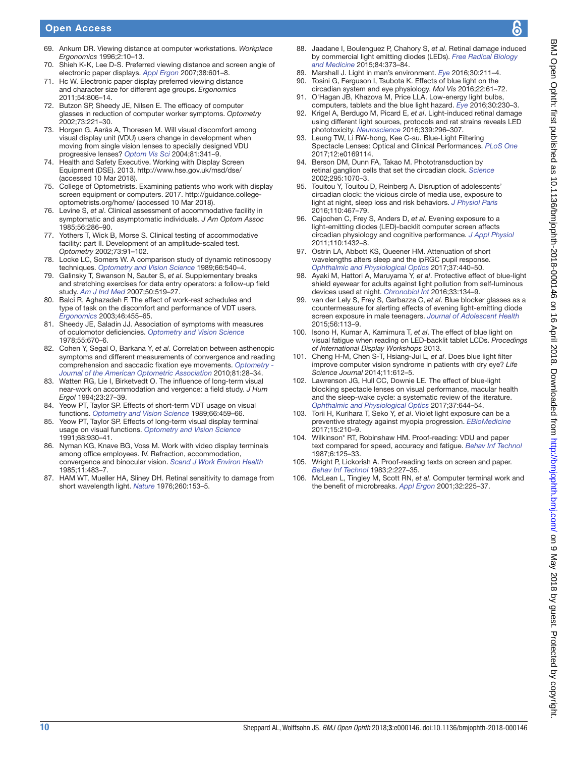69. Ankum DR. Viewing distance at computer workstations. *Workplace Ergonomics* 1996;2:10–13.
70. Shieh K-K, Lee D-S. Preferred viewing distance and screen angle of electronic paper displays. *Appl Ergon* 2007;38:601–8.
71. Hc W. Electronic paper display preferred viewing distance and character size for different age groups. *Ergonomics* 2011;54:806–14.
72. Butzon SP, Sheedy JE, Nilsen E. The efficacy of computer glasses in reduction of computer worker symptoms. *Optometry* 2002;73:221–30.
73. Horgen G, Aarås A, Thoresen M. Will visual discomfort among visual display unit (VDU) users change in development when moving from single vision lenses to specially designed VDU progressive lenses? *Optom Vis Sci* 2004;81:341–9.
74. Health and Safety Executive. Working with Display Screen Equipment (DSE). 2013. http://www.hse.gov.uk/msd/dse/ (accessed 10 Mar 2018).
75. College of Optometrists. Examining patients who work with display screen equipment or computers. 2017. http://guidance.college-optometrists.org/home/ (accessed 10 Mar 2018).
76. Levine S, *et al*. Clinical assessment of accommodative facility in symptomatic and asymptomatic individuals. *J Am Optom Assoc* 1985;56:286–90.
77. Yothers T, Wick B, Morse S. Clinical testing of accommodative facility: part II. Development of an amplitude-scaled test. *Optometry* 2002;73:91–102.
78. Locke LC, Somers W. A comparison study of dynamic retinoscopy techniques. *Optometry and Vision Science* 1989;66:540–4.
79. Galinsky T, Swanson N, Sauter S, *et al*. Supplementary breaks and stretching exercises for data entry operators: a follow-up field study. *Am J Ind Med* 2007;50:519–27.
80. Balci R, Aghazadeh F. The effect of work-rest schedules and type of task on the discomfort and performance of VDT users. *Ergonomics* 2003;46:455–65.
81. Sheedy JE, Saladin JJ. Association of symptoms with measures of oculomotor deficiencies. *Optometry and Vision Science* 1978;55:670–6.
82. Cohen Y, Segal O, Barkana Y, *et al*. Correlation between asthenopic symptoms and different measurements of convergence and reading comprehension and saccadic fixation eye movements. *Optometry - Journal of the American Optometric Association* 2010;81:28–34.
83. Watten RG, Lie I, Birketvedt O. The influence of long-term visual near-work on accommodation and vergence: a field study. *J Hum Ergol* 1994;23:27–39.
84. Yeow PT, Taylor SP. Effects of short-term VDT usage on visual functions. *Optometry and Vision Science* 1989;66:459–66.
85. Yeow PT, Taylor SP. Effects of long-term visual display terminal usage on visual functions. *Optometry and Vision Science* 1991;68:930–41.
86. Nyman KG, Knave BG, Voss M. Work with video display terminals among office employees. IV. Refraction, accommodation, convergence and binocular vision. *Scand J Work Environ Health* 1985;11:483–7.
87. HAM WT, Mueller HA, Sliney DH. Retinal sensitivity to damage from short wavelength light. *Nature* 1976;260:153–5.
88. Jaadane I, Boulenguez P, Chahory S, *et al*. Retinal damage induced by commercial light emitting diodes (LEDs). *Free Radical Biology and Medicine* 2015;84:373–84.
89. Marshall J. Light in man's environment. *Eye* 2016;30:211–4.
90. Tosini G, Ferguson I, Tsubota K. Effects of blue light on the circadian system and eye physiology. *Mol Vis* 2016;22:61–72.
91. O'Hagan JB, Khazova M, Price LLA. Low-energy light bulbs, computers, tablets and the blue light hazard. *Eye* 2016;30:230–3.
92. Krigel A, Berdugo M, Picard E, *et al*. Light-induced retinal damage using different light sources, protocols and rat strains reveals LED phototoxicity. *Neuroscience* 2016;339:296–307.
93. Leung TW, Li RW-hong, Kee C-su. Blue-Light Filtering Spectacle Lenses: Optical and Clinical Performances. *PLoS One* 2017;12:e0169114.
94. Berson DM, Dunn FA, Takao M. Phototransduction by retinal ganglion cells that set the circadian clock. *Science* 2002;295:1070–3.
95. Touitou Y, Touitou D, Reinberg A. Disruption of adolescents' circadian clock: the vicious circle of media use, exposure to light at night, sleep loss and risk behaviors. *J Physiol Paris* 2016;110:467–79.
96. Cajochen C, Frey S, Anders D, *et al*. Evening exposure to a light-emitting diodes (LED)-backlit computer screen affects circadian physiology and cognitive performance. *J Appl Physiol* 2011;110:1432–8.
97. Ostrin LA, Abbott KS, Queener HM. Attenuation of short wavelengths alters sleep and the ipRGC pupil response. *Ophthalmic and Physiological Optics* 2017;37:440–50.
98. Ayaki M, Hattori A, Maruyama Y, *et al*. Protective effect of blue-light shield eyewear for adults against light pollution from self-luminous devices used at night. *Chronobiol Int* 2016;33:134–9.
99. van der Lely S, Frey S, Garbazza C, *et al*. Blue blocker glasses as a countermeasure for alerting effects of evening light-emitting diode screen exposure in male teenagers. *Journal of Adolescent Health* 2015;56:113–9.
100. Isono H, Kumar A, Kamimura T, *et al*. The effect of blue light on visual fatigue when reading on LED-backlit tablet LCDs. *Procedings of International Display Workshops* 2013.
101. Cheng H-M, Chen S-T, Hsiang-Jui L, *et al*. Does blue light filter improve computer vision syndrome in patients with dry eye? *Life Science Journal* 2014;11:612–5.
102. Lawrenson JG, Hull CC, Downie LE. The effect of blue-light blocking spectacle lenses on visual performance, macular health and the sleep-wake cycle: a systematic review of the literature. *Ophthalmic and Physiological Optics* 2017;37:644–54.
103. Torii H, Kurihara T, Seko Y, *et al*. Violet light exposure can be a preventive strategy against myopia progression. *EBioMedicine* 2017;15:210–9.
104. Wilkinson* RT, Robinshaw HM. Proof-reading: VDU and paper text compared for speed, accuracy and fatigue. *Behav Inf Technol* 1987;6:125–33.
105. Wright P, Lickorish A. Proof-reading texts on screen and paper. *Behav Inf Technol* 1983;2:227–35.
106. McLean L, Tingley M, Scott RN, *et al*. Computer terminal work and the benefit of microbreaks. *Appl Ergon* 2001;32:225–37.